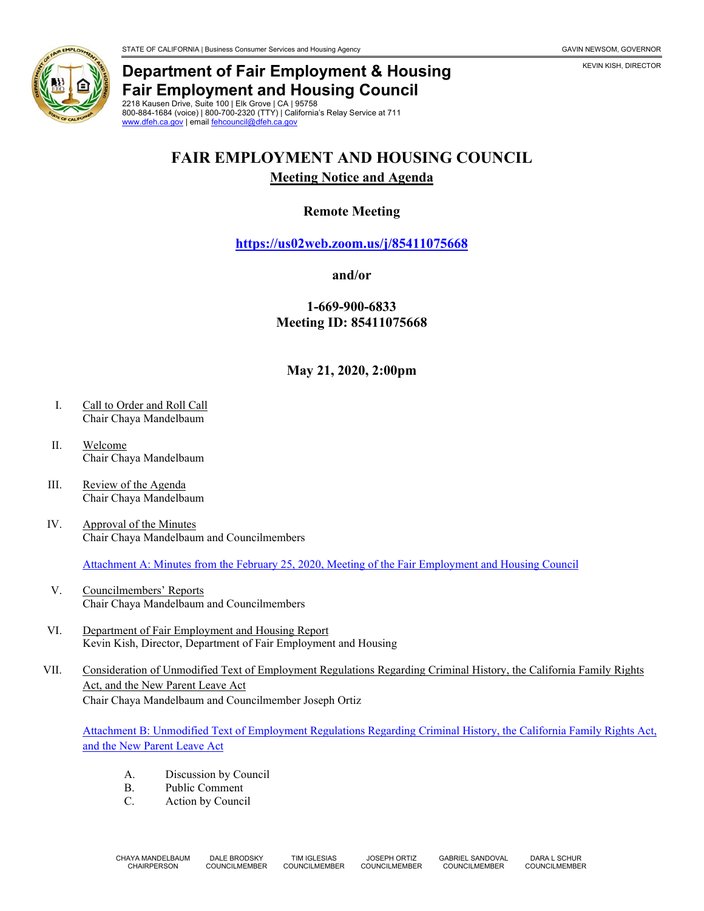STATE OF CALIFORNIA | Business Consumer Services and Housing Agency

GAVIN NEWSOM, GOVERNOR

KEVIN KISH, DIRECTOR

**Department of Fair Employment & Housing**
**Fair Employment and Housing Council**
2218 Kausen Drive, Suite 100 | Elk Grove | CA | 95758
800-884-1684 (voice) | 800-700-2320 (TTY) | California's Relay Service at 711
www.dfeh.ca.gov | email fehcouncil@dfeh.ca.gov

# FAIR EMPLOYMENT AND HOUSING COUNCIL

## Meeting Notice and Agenda

**Remote Meeting**

**https://us02web.zoom.us/j/85411075668**

**and/or**

**1-669-900-6833**
**Meeting ID: 85411075668**

**May 21, 2020, 2:00pm**

I. Call to Order and Roll Call
Chair Chaya Mandelbaum

II. Welcome
Chair Chaya Mandelbaum

III. Review of the Agenda
Chair Chaya Mandelbaum

IV. Approval of the Minutes
Chair Chaya Mandelbaum and Councilmembers

Attachment A: Minutes from the February 25, 2020, Meeting of the Fair Employment and Housing Council

V. Councilmembers' Reports
Chair Chaya Mandelbaum and Councilmembers

VI. Department of Fair Employment and Housing Report
Kevin Kish, Director, Department of Fair Employment and Housing

VII. Consideration of Unmodified Text of Employment Regulations Regarding Criminal History, the California Family Rights Act, and the New Parent Leave Act
Chair Chaya Mandelbaum and Councilmember Joseph Ortiz

Attachment B: Unmodified Text of Employment Regulations Regarding Criminal History, the California Family Rights Act, and the New Parent Leave Act

A. Discussion by Council
B. Public Comment
C. Action by Council

CHAYA MANDELBAUM, CHAIRPERSON | DALE BRODSKY, COUNCILMEMBER | TIM IGLESIAS, COUNCILMEMBER | JOSEPH ORTIZ, COUNCILMEMBER | GABRIEL SANDOVAL, COUNCILMEMBER | DARA L SCHUR, COUNCILMEMBER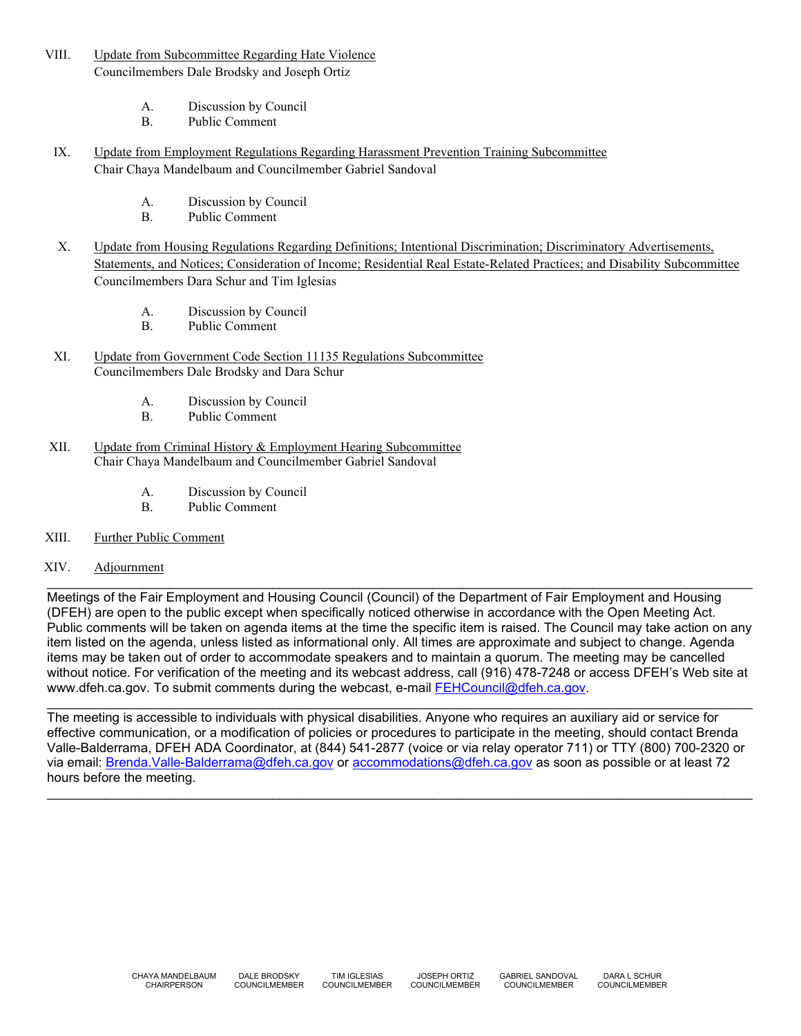VIII. Update from Subcommittee Regarding Hate Violence
Councilmembers Dale Brodsky and Joseph Ortiz

A. Discussion by Council
B. Public Comment

IX. Update from Employment Regulations Regarding Harassment Prevention Training Subcommittee
Chair Chaya Mandelbaum and Councilmember Gabriel Sandoval

A. Discussion by Council
B. Public Comment

X. Update from Housing Regulations Regarding Definitions; Intentional Discrimination; Discriminatory Advertisements, Statements, and Notices; Consideration of Income; Residential Real Estate-Related Practices; and Disability Subcommittee
Councilmembers Dara Schur and Tim Iglesias

A. Discussion by Council
B. Public Comment

XI. Update from Government Code Section 11135 Regulations Subcommittee
Councilmembers Dale Brodsky and Dara Schur

A. Discussion by Council
B. Public Comment

XII. Update from Criminal History & Employment Hearing Subcommittee
Chair Chaya Mandelbaum and Councilmember Gabriel Sandoval

A. Discussion by Council
B. Public Comment

XIII. Further Public Comment

XIV. Adjournment

---

Meetings of the Fair Employment and Housing Council (Council) of the Department of Fair Employment and Housing (DFEH) are open to the public except when specifically noticed otherwise in accordance with the Open Meeting Act. Public comments will be taken on agenda items at the time the specific item is raised. The Council may take action on any item listed on the agenda, unless listed as informational only. All times are approximate and subject to change. Agenda items may be taken out of order to accommodate speakers and to maintain a quorum. The meeting may be cancelled without notice. For verification of the meeting and its webcast address, call (916) 478-7248 or access DFEH's Web site at www.dfeh.ca.gov. To submit comments during the webcast, e-mail FEHCouncil@dfeh.ca.gov.

---

The meeting is accessible to individuals with physical disabilities. Anyone who requires an auxiliary aid or service for effective communication, or a modification of policies or procedures to participate in the meeting, should contact Brenda Valle-Balderrama, DFEH ADA Coordinator, at (844) 541-2877 (voice or via relay operator 711) or TTY (800) 700-2320 or via email: Brenda.Valle-Balderrama@dfeh.ca.gov or accommodations@dfeh.ca.gov as soon as possible or at least 72 hours before the meeting.

---

CHAYA MANDELBAUM, CHAIRPERSON | DALE BRODSKY, COUNCILMEMBER | TIM IGLESIAS, COUNCILMEMBER | JOSEPH ORTIZ, COUNCILMEMBER | GABRIEL SANDOVAL, COUNCILMEMBER | DARA L SCHUR, COUNCILMEMBER